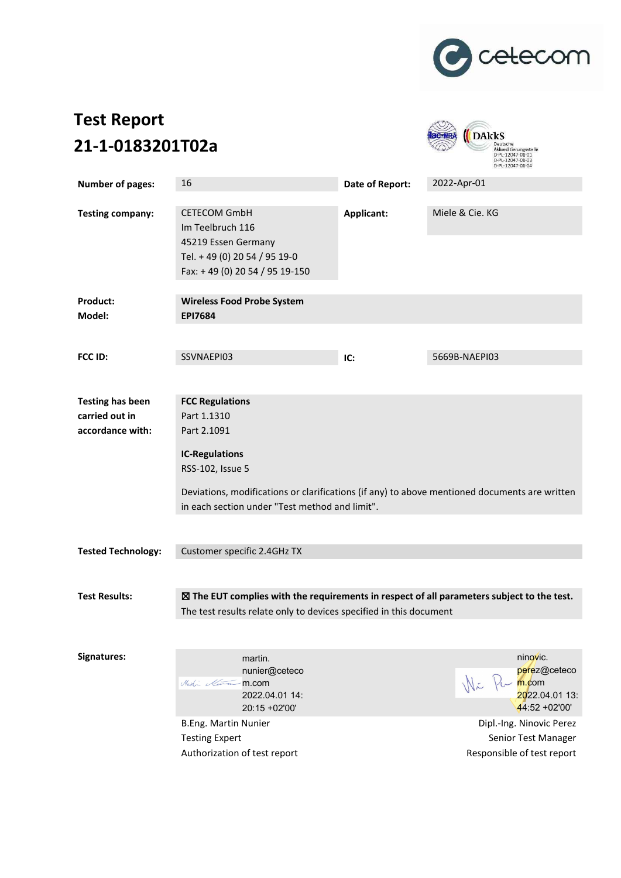# Test Report
## 21-1-0183201T02a

| | | | |
|---|---|---|---|
| **Number of pages:** | 16 | **Date of Report:** | 2022-Apr-01 |
| **Testing company:** | CETECOM GmbH<br>Im Teelbruch 116<br>45219 Essen Germany<br>Tel. + 49 (0) 20 54 / 95 19-0<br>Fax: + 49 (0) 20 54 / 95 19-150 | **Applicant:** | Miele & Cie. KG |
| **Product:**<br>**Model:** | **Wireless Food Probe System**<br>**EPI7684** | | |
| **FCC ID:** | SSVNAEPI03 | **IC:** | 5669B-NAEPI03 |

**Testing has been carried out in accordance with:**

**FCC Regulations**
Part 1.1310
Part 2.1091

**IC-Regulations**
RSS-102, Issue 5

Deviations, modifications or clarifications (if any) to above mentioned documents are written in each section under "Test method and limit".

**Tested Technology:** Customer specific 2.4GHz TX

**Test Results:**

☒ **The EUT complies with the requirements in respect of all parameters subject to the test.**
The test results relate only to devices specified in this document

**Signatures:**

| | |
|---|---|
| martin.nunier@cetecom.com<br>2022.04.01 14:20:15 +02'00' | ninovic.perez@cetecom.com<br>2022.04.01 13:44:52 +02'00' |
| B.Eng. Martin Nunier<br>Testing Expert<br>Authorization of test report | Dipl.-Ing. Ninovic Perez<br>Senior Test Manager<br>Responsible of test report |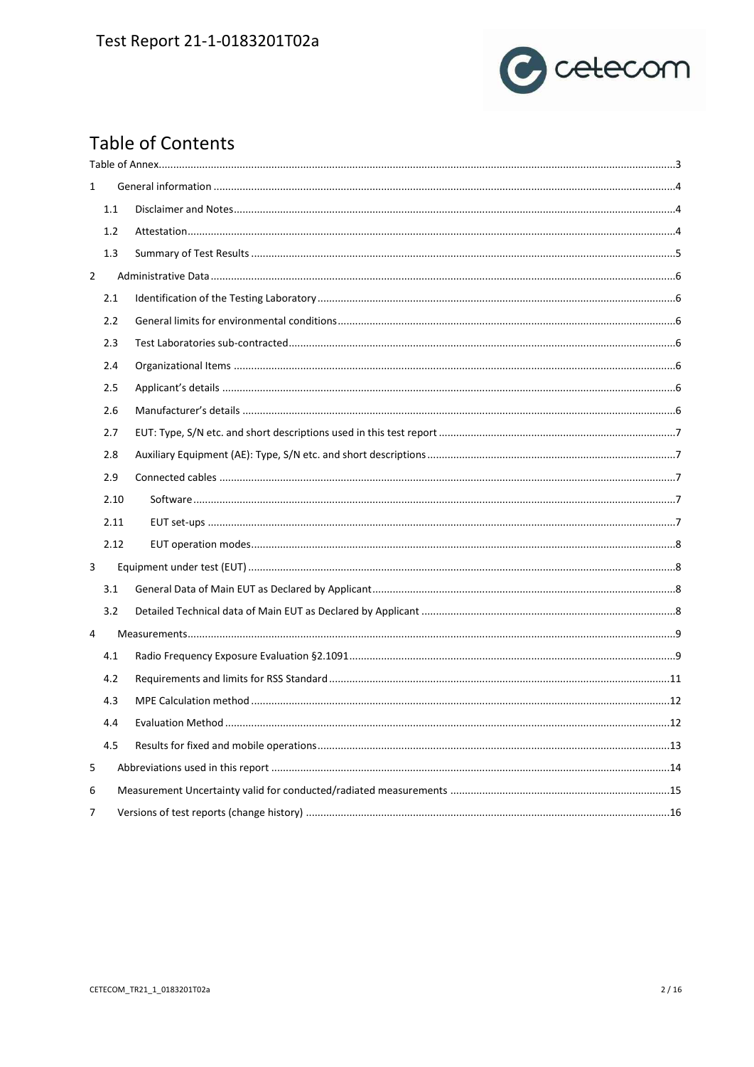# Table of Contents

Table of Annex.....3

1 General information.....4

- 1.1 Disclaimer and Notes.....4
- 1.2 Attestation.....4
- 1.3 Summary of Test Results.....5

2 Administrative Data.....6

- 2.1 Identification of the Testing Laboratory.....6
- 2.2 General limits for environmental conditions.....6
- 2.3 Test Laboratories sub-contracted.....6
- 2.4 Organizational Items.....6
- 2.5 Applicant's details.....6
- 2.6 Manufacturer's details.....6
- 2.7 EUT: Type, S/N etc. and short descriptions used in this test report.....7
- 2.8 Auxiliary Equipment (AE): Type, S/N etc. and short descriptions.....7
- 2.9 Connected cables.....7
- 2.10 Software.....7
- 2.11 EUT set-ups.....7
- 2.12 EUT operation modes.....8

3 Equipment under test (EUT).....8

- 3.1 General Data of Main EUT as Declared by Applicant.....8
- 3.2 Detailed Technical data of Main EUT as Declared by Applicant.....8

4 Measurements.....9

- 4.1 Radio Frequency Exposure Evaluation §2.1091.....9
- 4.2 Requirements and limits for RSS Standard.....11
- 4.3 MPE Calculation method.....12
- 4.4 Evaluation Method.....12
- 4.5 Results for fixed and mobile operations.....13

5 Abbreviations used in this report.....14

6 Measurement Uncertainty valid for conducted/radiated measurements.....15

7 Versions of test reports (change history).....16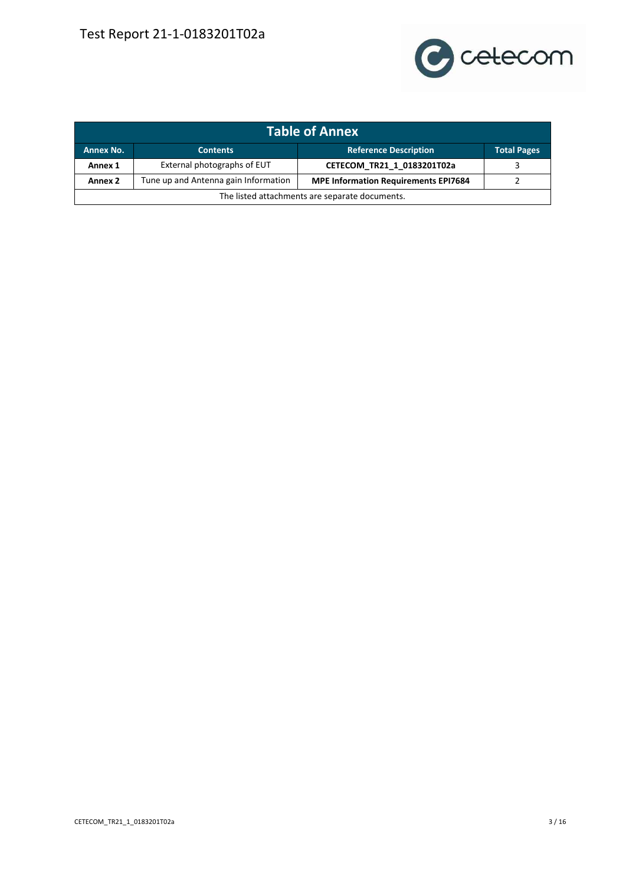| Table of Annex | | | |
|---|---|---|---|
| **Annex No.** | **Contents** | **Reference Description** | **Total Pages** |
| **Annex 1** | External photographs of EUT | **CETECOM_TR21_1_0183201T02a** | 3 |
| **Annex 2** | Tune up and Antenna gain Information | **MPE Information Requirements EPI7684** | 2 |
| The listed attachments are separate documents. | | | |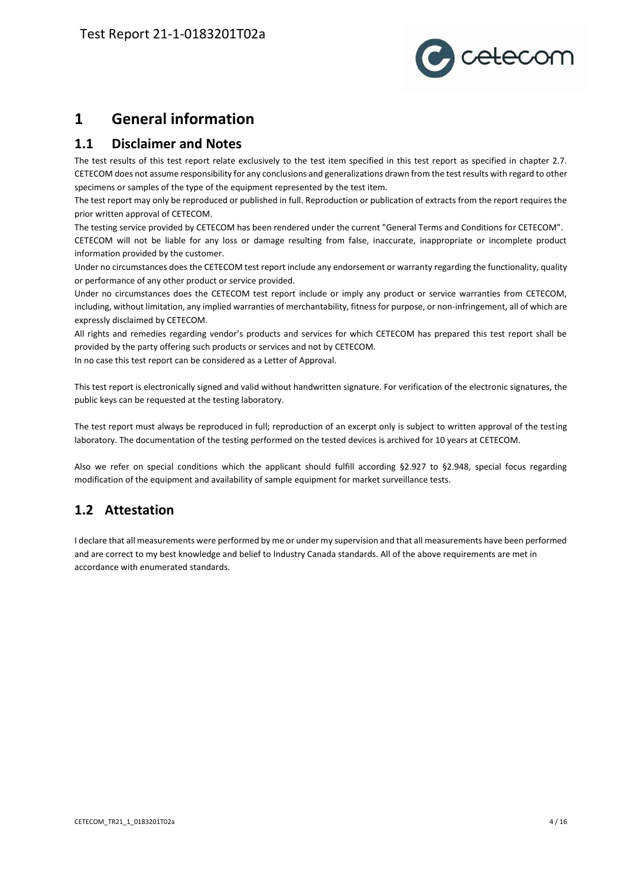# 1 General information

## 1.1 Disclaimer and Notes

The test results of this test report relate exclusively to the test item specified in this test report as specified in chapter 2.7. CETECOM does not assume responsibility for any conclusions and generalizations drawn from the test results with regard to other specimens or samples of the type of the equipment represented by the test item.

The test report may only be reproduced or published in full. Reproduction or publication of extracts from the report requires the prior written approval of CETECOM.

The testing service provided by CETECOM has been rendered under the current "General Terms and Conditions for CETECOM".

CETECOM will not be liable for any loss or damage resulting from false, inaccurate, inappropriate or incomplete product information provided by the customer.

Under no circumstances does the CETECOM test report include any endorsement or warranty regarding the functionality, quality or performance of any other product or service provided.

Under no circumstances does the CETECOM test report include or imply any product or service warranties from CETECOM, including, without limitation, any implied warranties of merchantability, fitness for purpose, or non-infringement, all of which are expressly disclaimed by CETECOM.

All rights and remedies regarding vendor's products and services for which CETECOM has prepared this test report shall be provided by the party offering such products or services and not by CETECOM.

In no case this test report can be considered as a Letter of Approval.

This test report is electronically signed and valid without handwritten signature. For verification of the electronic signatures, the public keys can be requested at the testing laboratory.

The test report must always be reproduced in full; reproduction of an excerpt only is subject to written approval of the testing laboratory. The documentation of the testing performed on the tested devices is archived for 10 years at CETECOM.

Also we refer on special conditions which the applicant should fulfill according §2.927 to §2.948, special focus regarding modification of the equipment and availability of sample equipment for market surveillance tests.

## 1.2 Attestation

I declare that all measurements were performed by me or under my supervision and that all measurements have been performed and are correct to my best knowledge and belief to Industry Canada standards. All of the above requirements are met in accordance with enumerated standards.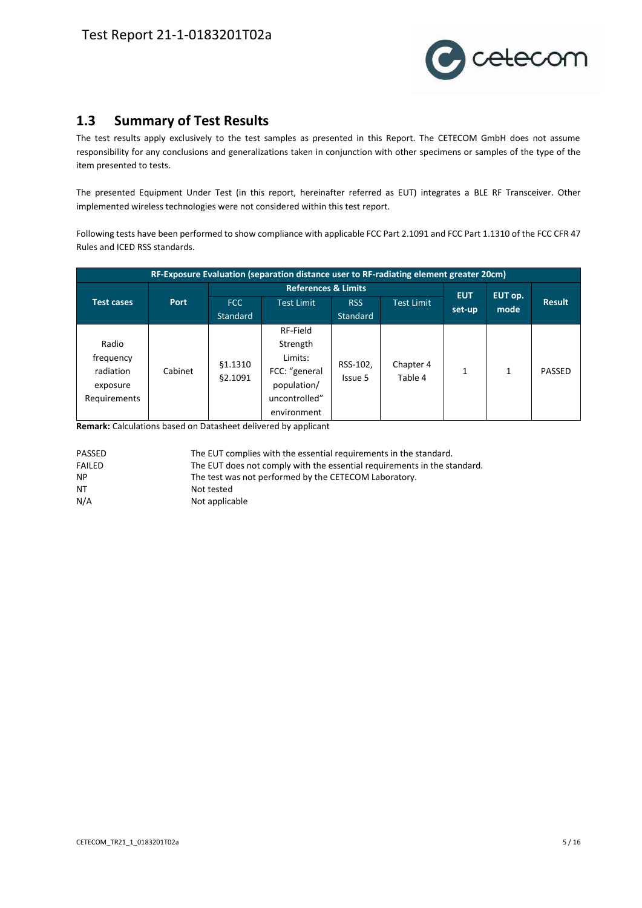## 1.3 Summary of Test Results

The test results apply exclusively to the test samples as presented in this Report. The CETECOM GmbH does not assume responsibility for any conclusions and generalizations taken in conjunction with other specimens or samples of the type of the item presented to tests.

The presented Equipment Under Test (in this report, hereinafter referred as EUT) integrates a BLE RF Transceiver. Other implemented wireless technologies were not considered within this test report.

Following tests have been performed to show compliance with applicable FCC Part 2.1091 and FCC Part 1.1310 of the FCC CFR 47 Rules and ICED RSS standards.

| RF-Exposure Evaluation (separation distance user to RF-radiating element greater 20cm) | | | | | | | | |
|---|---|---|---|---|---|---|---|---|
| Test cases | Port | References & Limits | | | | EUT set-up | EUT op. mode | Result |
| | | FCC Standard | Test Limit | RSS Standard | Test Limit | | | |
| Radio frequency radiation exposure Requirements | Cabinet | §1.1310 §2.1091 | RF-Field Strength Limits: FCC: "general population/ uncontrolled" environment | RSS-102, Issue 5 | Chapter 4 Table 4 | 1 | 1 | PASSED |

**Remark:** Calculations based on Datasheet delivered by applicant

| | |
|---|---|
| PASSED | The EUT complies with the essential requirements in the standard. |
| FAILED | The EUT does not comply with the essential requirements in the standard. |
| NP | The test was not performed by the CETECOM Laboratory. |
| NT | Not tested |
| N/A | Not applicable |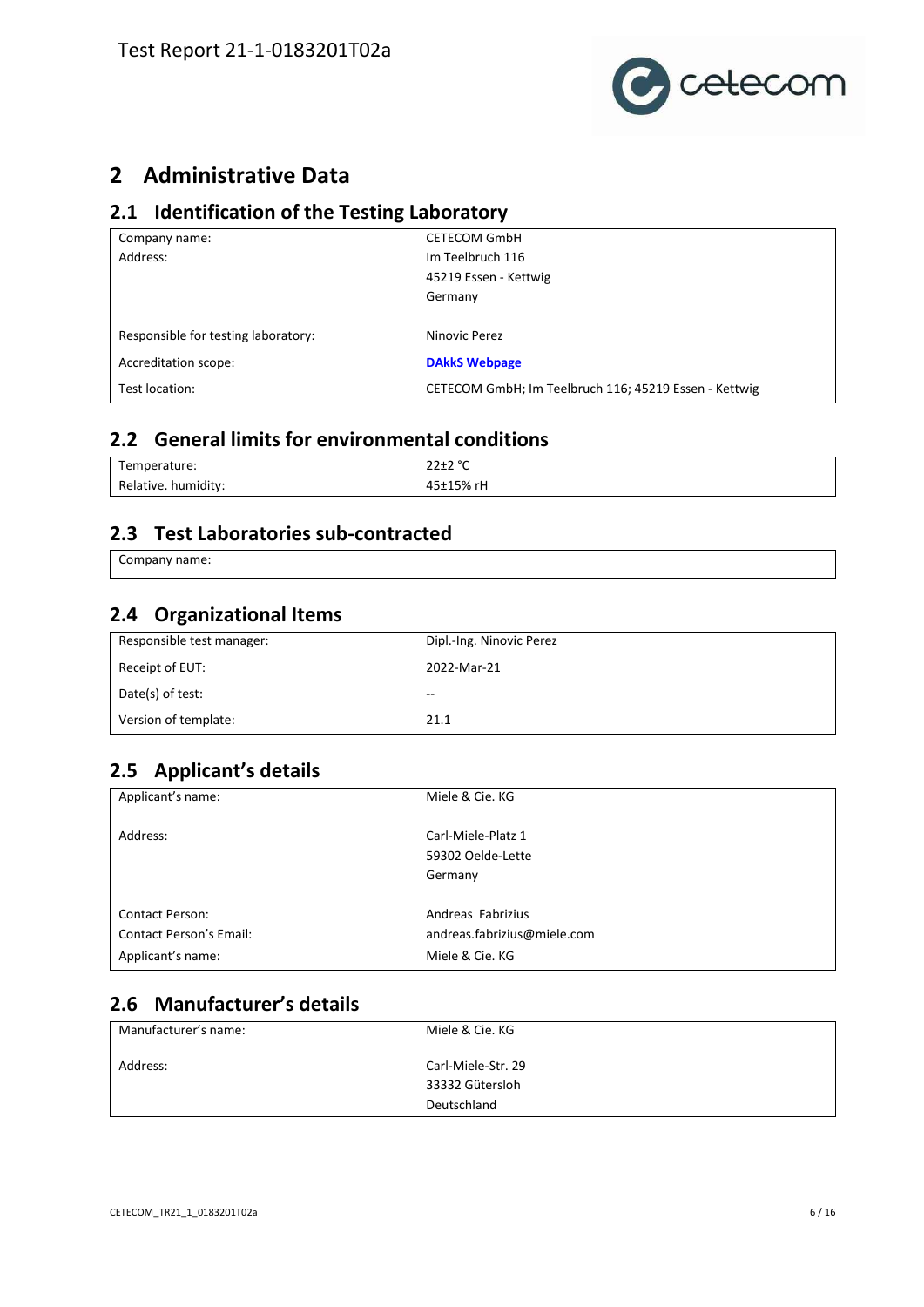# 2 Administrative Data

## 2.1 Identification of the Testing Laboratory

| | |
|---|---|
| Company name: | CETECOM GmbH |
| Address: | Im Teelbruch 116<br>45219 Essen - Kettwig<br>Germany |
| Responsible for testing laboratory: | Ninovic Perez |
| Accreditation scope: | **DAkkS Webpage** |
| Test location: | CETECOM GmbH; Im Teelbruch 116; 45219 Essen - Kettwig |

## 2.2 General limits for environmental conditions

| | |
|---|---|
| Temperature: | 22±2 °C |
| Relative. humidity: | 45±15% rH |

## 2.3 Test Laboratories sub-contracted

| | |
|---|---|
| Company name: | |

## 2.4 Organizational Items

| | |
|---|---|
| Responsible test manager: | Dipl.-Ing. Ninovic Perez |
| Receipt of EUT: | 2022-Mar-21 |
| Date(s) of test: | -- |
| Version of template: | 21.1 |

## 2.5 Applicant's details

| | |
|---|---|
| Applicant's name: | Miele & Cie. KG |
| Address: | Carl-Miele-Platz 1<br>59302 Oelde-Lette<br>Germany |
| Contact Person: | Andreas Fabrizius |
| Contact Person's Email: | andreas.fabrizius@miele.com |
| Applicant's name: | Miele & Cie. KG |

## 2.6 Manufacturer's details

| | |
|---|---|
| Manufacturer's name: | Miele & Cie. KG |
| Address: | Carl-Miele-Str. 29<br>33332 Gütersloh<br>Deutschland |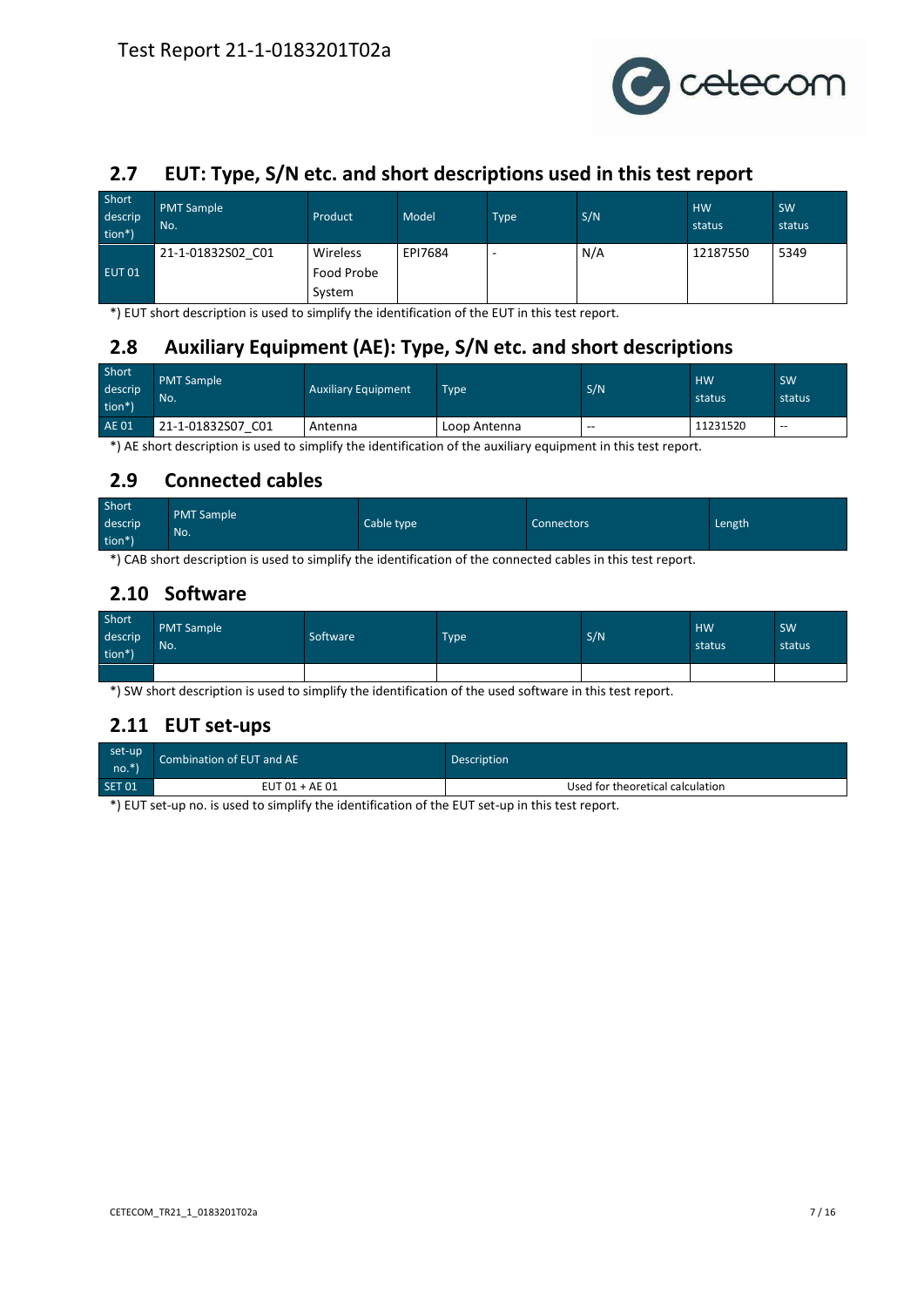## 2.7 EUT: Type, S/N etc. and short descriptions used in this test report

| Short description*) | PMT Sample No. | Product | Model | Type | S/N | HW status | SW status |
|---|---|---|---|---|---|---|---|
| EUT 01 | 21-1-01832S02_C01 | Wireless Food Probe System | EPI7684 | - | N/A | 12187550 | 5349 |

*) EUT short description is used to simplify the identification of the EUT in this test report.

## 2.8 Auxiliary Equipment (AE): Type, S/N etc. and short descriptions

| Short description*) | PMT Sample No. | Auxiliary Equipment | Type | S/N | HW status | SW status |
|---|---|---|---|---|---|---|
| AE 01 | 21-1-01832S07_C01 | Antenna | Loop Antenna | -- | 11231520 | -- |

*) AE short description is used to simplify the identification of the auxiliary equipment in this test report.

## 2.9 Connected cables

| Short description*) | PMT Sample No. | Cable type | Connectors | Length |
|---|---|---|---|---|

*) CAB short description is used to simplify the identification of the connected cables in this test report.

## 2.10 Software

| Short description*) | PMT Sample No. | Software | Type | S/N | HW status | SW status |
|---|---|---|---|---|---|---|
| | | | | | | |

*) SW short description is used to simplify the identification of the used software in this test report.

## 2.11 EUT set-ups

| set-up no.*) | Combination of EUT and AE | Description |
|---|---|---|
| SET 01 | EUT 01 + AE 01 | Used for theoretical calculation |

*) EUT set-up no. is used to simplify the identification of the EUT set-up in this test report.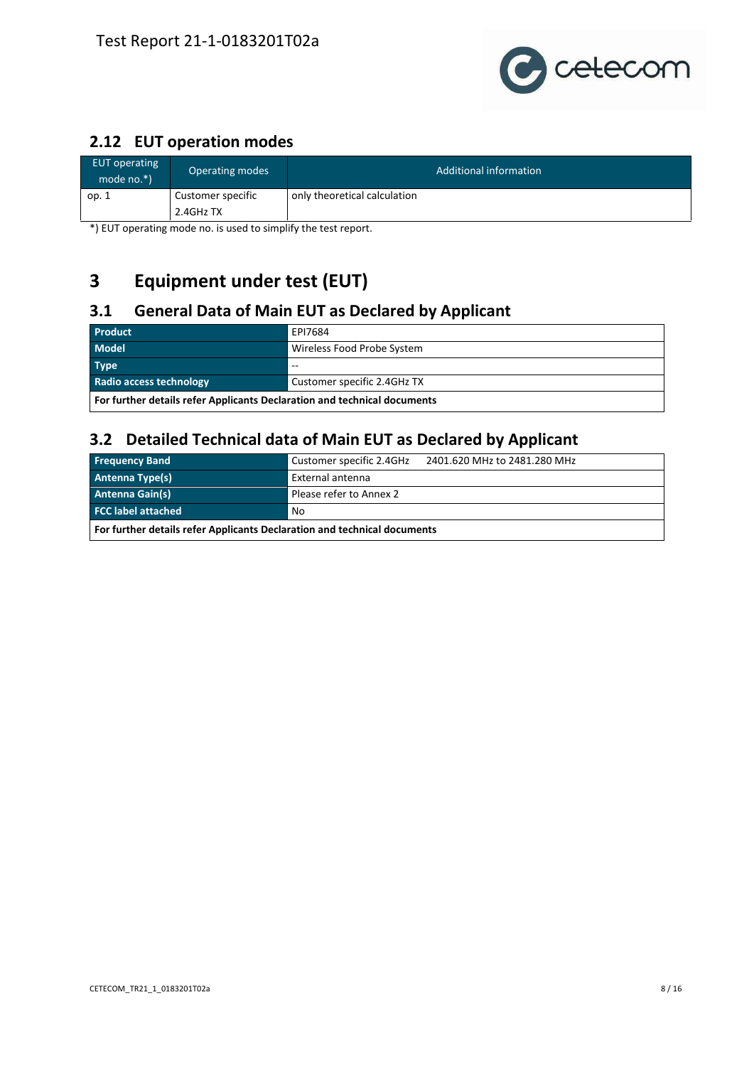## 2.12 EUT operation modes

| EUT operating mode no.*) | Operating modes | Additional information |
|---|---|---|
| op. 1 | Customer specific 2.4GHz TX | only theoretical calculation |

*) EUT operating mode no. is used to simplify the test report.

# 3 Equipment under test (EUT)

## 3.1 General Data of Main EUT as Declared by Applicant

| | |
|---|---|
| **Product** | EPI7684 |
| **Model** | Wireless Food Probe System |
| **Type** | -- |
| **Radio access technology** | Customer specific 2.4GHz TX |
| **For further details refer Applicants Declaration and technical documents** | |

## 3.2 Detailed Technical data of Main EUT as Declared by Applicant

| | |
|---|---|
| **Frequency Band** | Customer specific 2.4GHz 2401.620 MHz to 2481.280 MHz |
| **Antenna Type(s)** | External antenna |
| **Antenna Gain(s)** | Please refer to Annex 2 |
| **FCC label attached** | No |
| **For further details refer Applicants Declaration and technical documents** | |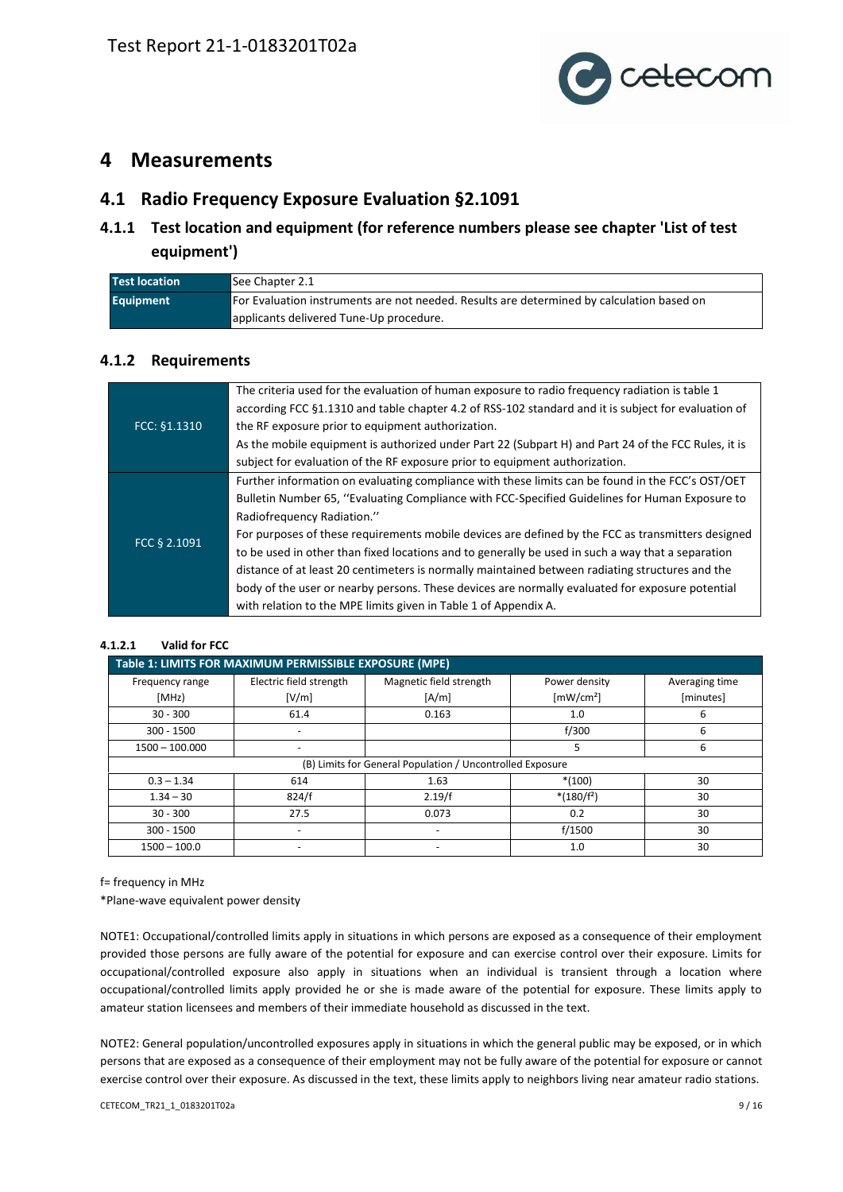# 4 Measurements

## 4.1 Radio Frequency Exposure Evaluation §2.1091

### 4.1.1 Test location and equipment (for reference numbers please see chapter 'List of test equipment')

| Test location | See Chapter 2.1 |
|---|---|
| Equipment | For Evaluation instruments are not needed. Results are determined by calculation based on applicants delivered Tune-Up procedure. |

### 4.1.2 Requirements

| | |
|---|---|
| FCC: §1.1310 | The criteria used for the evaluation of human exposure to radio frequency radiation is table 1 according FCC §1.1310 and table chapter 4.2 of RSS-102 standard and it is subject for evaluation of the RF exposure prior to equipment authorization.<br>As the mobile equipment is authorized under Part 22 (Subpart H) and Part 24 of the FCC Rules, it is subject for evaluation of the RF exposure prior to equipment authorization. |
| FCC § 2.1091 | Further information on evaluating compliance with these limits can be found in the FCC's OST/OET Bulletin Number 65, ''Evaluating Compliance with FCC-Specified Guidelines for Human Exposure to Radiofrequency Radiation.''<br>For purposes of these requirements mobile devices are defined by the FCC as transmitters designed to be used in other than fixed locations and to generally be used in such a way that a separation distance of at least 20 centimeters is normally maintained between radiating structures and the body of the user or nearby persons. These devices are normally evaluated for exposure potential with relation to the MPE limits given in Table 1 of Appendix A. |

#### 4.1.2.1 Valid for FCC

**Table 1: LIMITS FOR MAXIMUM PERMISSIBLE EXPOSURE (MPE)**

| Frequency range [MHz] | Electric field strength [V/m] | Magnetic field strength [A/m] | Power density [mW/cm²] | Averaging time [minutes] |
|---|---|---|---|---|
| 30 - 300 | 61.4 | 0.163 | 1.0 | 6 |
| 300 - 1500 | - | | f/300 | 6 |
| 1500 – 100.000 | - | | 5 | 6 |
| (B) Limits for General Population / Uncontrolled Exposure | | | | |
| 0.3 – 1.34 | 614 | 1.63 | *(100) | 30 |
| 1.34 – 30 | 824/f | 2.19/f | *($180/f^2$) | 30 |
| 30 - 300 | 27.5 | 0.073 | 0.2 | 30 |
| 300 - 1500 | - | - | f/1500 | 30 |
| 1500 – 100.0 | - | - | 1.0 | 30 |

f= frequency in MHz

*Plane-wave equivalent power density

NOTE1: Occupational/controlled limits apply in situations in which persons are exposed as a consequence of their employment provided those persons are fully aware of the potential for exposure and can exercise control over their exposure. Limits for occupational/controlled exposure also apply in situations when an individual is transient through a location where occupational/controlled limits apply provided he or she is made aware of the potential for exposure. These limits apply to amateur station licensees and members of their immediate household as discussed in the text.

NOTE2: General population/uncontrolled exposures apply in situations in which the general public may be exposed, or in which persons that are exposed as a consequence of their employment may not be fully aware of the potential for exposure or cannot exercise control over their exposure. As discussed in the text, these limits apply to neighbors living near amateur radio stations.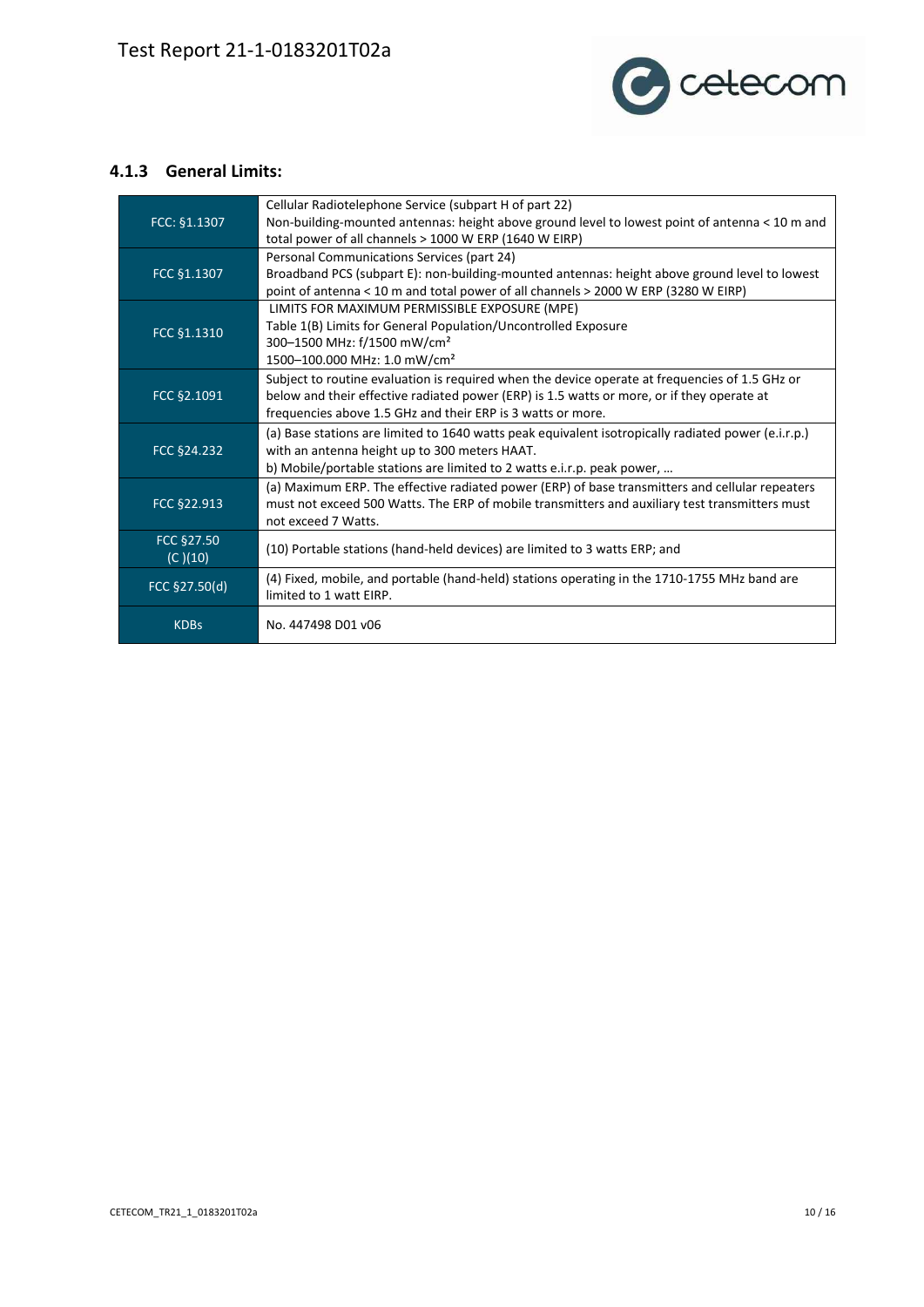### 4.1.3 General Limits:

| | |
|---|---|
| FCC: §1.1307 | Cellular Radiotelephone Service (subpart H of part 22)<br>Non-building-mounted antennas: height above ground level to lowest point of antenna < 10 m and total power of all channels > 1000 W ERP (1640 W EIRP) |
| FCC §1.1307 | Personal Communications Services (part 24)<br>Broadband PCS (subpart E): non-building-mounted antennas: height above ground level to lowest point of antenna < 10 m and total power of all channels > 2000 W ERP (3280 W EIRP) |
| FCC §1.1310 | LIMITS FOR MAXIMUM PERMISSIBLE EXPOSURE (MPE)<br>Table 1(B) Limits for General Population/Uncontrolled Exposure<br>300–1500 MHz: f/1500 mW/cm²<br>1500–100.000 MHz: 1.0 mW/cm² |
| FCC §2.1091 | Subject to routine evaluation is required when the device operate at frequencies of 1.5 GHz or below and their effective radiated power (ERP) is 1.5 watts or more, or if they operate at frequencies above 1.5 GHz and their ERP is 3 watts or more. |
| FCC §24.232 | (a) Base stations are limited to 1640 watts peak equivalent isotropically radiated power (e.i.r.p.) with an antenna height up to 300 meters HAAT.<br>b) Mobile/portable stations are limited to 2 watts e.i.r.p. peak power, … |
| FCC §22.913 | (a) Maximum ERP. The effective radiated power (ERP) of base transmitters and cellular repeaters must not exceed 500 Watts. The ERP of mobile transmitters and auxiliary test transmitters must not exceed 7 Watts. |
| FCC §27.50 (C )(10) | (10) Portable stations (hand-held devices) are limited to 3 watts ERP; and |
| FCC §27.50(d) | (4) Fixed, mobile, and portable (hand-held) stations operating in the 1710-1755 MHz band are limited to 1 watt EIRP. |
| KDBs | No. 447498 D01 v06 |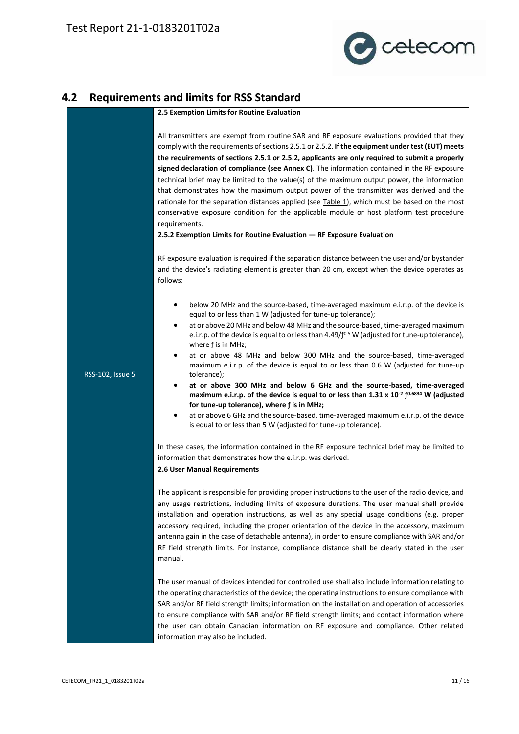## 4.2 Requirements and limits for RSS Standard

| | |
|---|---|
| RSS-102, Issue 5 | **2.5 Exemption Limits for Routine Evaluation**<br><br>All transmitters are exempt from routine SAR and RF exposure evaluations provided that they comply with the requirements of sections 2.5.1 or 2.5.2. **If the equipment under test (EUT) meets the requirements of sections 2.5.1 or 2.5.2, applicants are only required to submit a properly signed declaration of compliance (see Annex C)**. The information contained in the RF exposure technical brief may be limited to the value(s) of the maximum output power, the information that demonstrates how the maximum output power of the transmitter was derived and the rationale for the separation distances applied (see Table 1), which must be based on the most conservative exposure condition for the applicable module or host platform test procedure requirements. |
| | **2.5.2 Exemption Limits for Routine Evaluation — RF Exposure Evaluation**<br><br>RF exposure evaluation is required if the separation distance between the user and/or bystander and the device's radiating element is greater than 20 cm, except when the device operates as follows:<br><br>• below 20 MHz and the source-based, time-averaged maximum e.i.r.p. of the device is equal to or less than 1 W (adjusted for tune-up tolerance);<br>• at or above 20 MHz and below 48 MHz and the source-based, time-averaged maximum e.i.r.p. of the device is equal to or less than $4.49/f^{0.5}$ W (adjusted for tune-up tolerance), where $f$ is in MHz;<br>• at or above 48 MHz and below 300 MHz and the source-based, time-averaged maximum e.i.r.p. of the device is equal to or less than 0.6 W (adjusted for tune-up tolerance);<br>• **at or above 300 MHz and below 6 GHz and the source-based, time-averaged maximum e.i.r.p. of the device is equal to or less than $1.31 \times 10^{-2} f^{0.6834}$ W (adjusted for tune-up tolerance), where $f$ is in MHz;**<br>• at or above 6 GHz and the source-based, time-averaged maximum e.i.r.p. of the device is equal to or less than 5 W (adjusted for tune-up tolerance).<br><br>In these cases, the information contained in the RF exposure technical brief may be limited to information that demonstrates how the e.i.r.p. was derived. |
| | **2.6 User Manual Requirements**<br><br>The applicant is responsible for providing proper instructions to the user of the radio device, and any usage restrictions, including limits of exposure durations. The user manual shall provide installation and operation instructions, as well as any special usage conditions (e.g. proper accessory required, including the proper orientation of the device in the accessory, maximum antenna gain in the case of detachable antenna), in order to ensure compliance with SAR and/or RF field strength limits. For instance, compliance distance shall be clearly stated in the user manual.<br><br>The user manual of devices intended for controlled use shall also include information relating to the operating characteristics of the device; the operating instructions to ensure compliance with SAR and/or RF field strength limits; information on the installation and operation of accessories to ensure compliance with SAR and/or RF field strength limits; and contact information where the user can obtain Canadian information on RF exposure and compliance. Other related information may also be included. |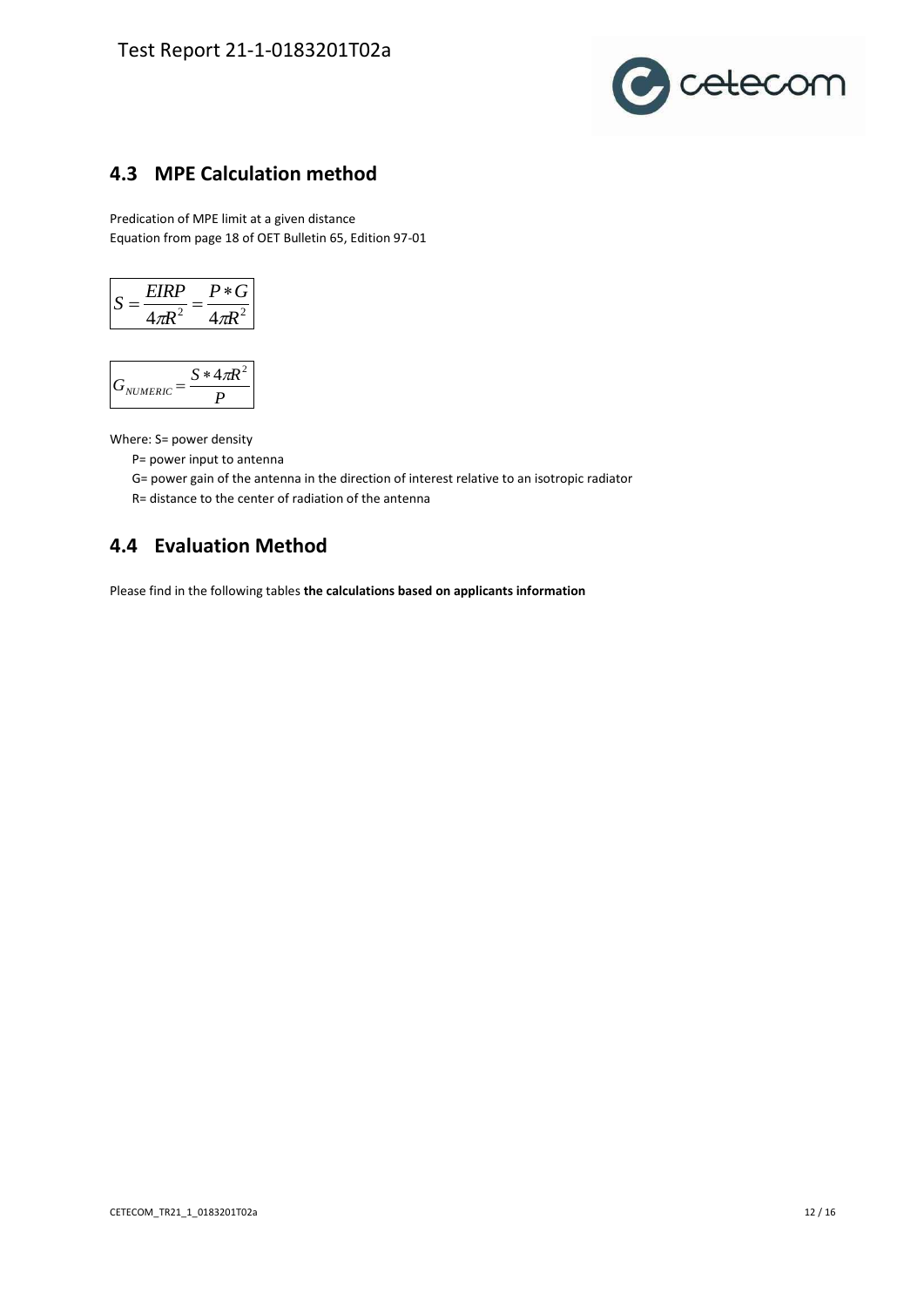## 4.3 MPE Calculation method

Predication of MPE limit at a given distance
Equation from page 18 of OET Bulletin 65, Edition 97-01

$$S = \frac{EIRP}{4\pi R^2} = \frac{P * G}{4\pi R^2}$$

$$G_{NUMERIC} = \frac{S * 4\pi R^2}{P}$$

Where: S= power density

P= power input to antenna

G= power gain of the antenna in the direction of interest relative to an isotropic radiator

R= distance to the center of radiation of the antenna

## 4.4 Evaluation Method

Please find in the following tables **the calculations based on applicants information**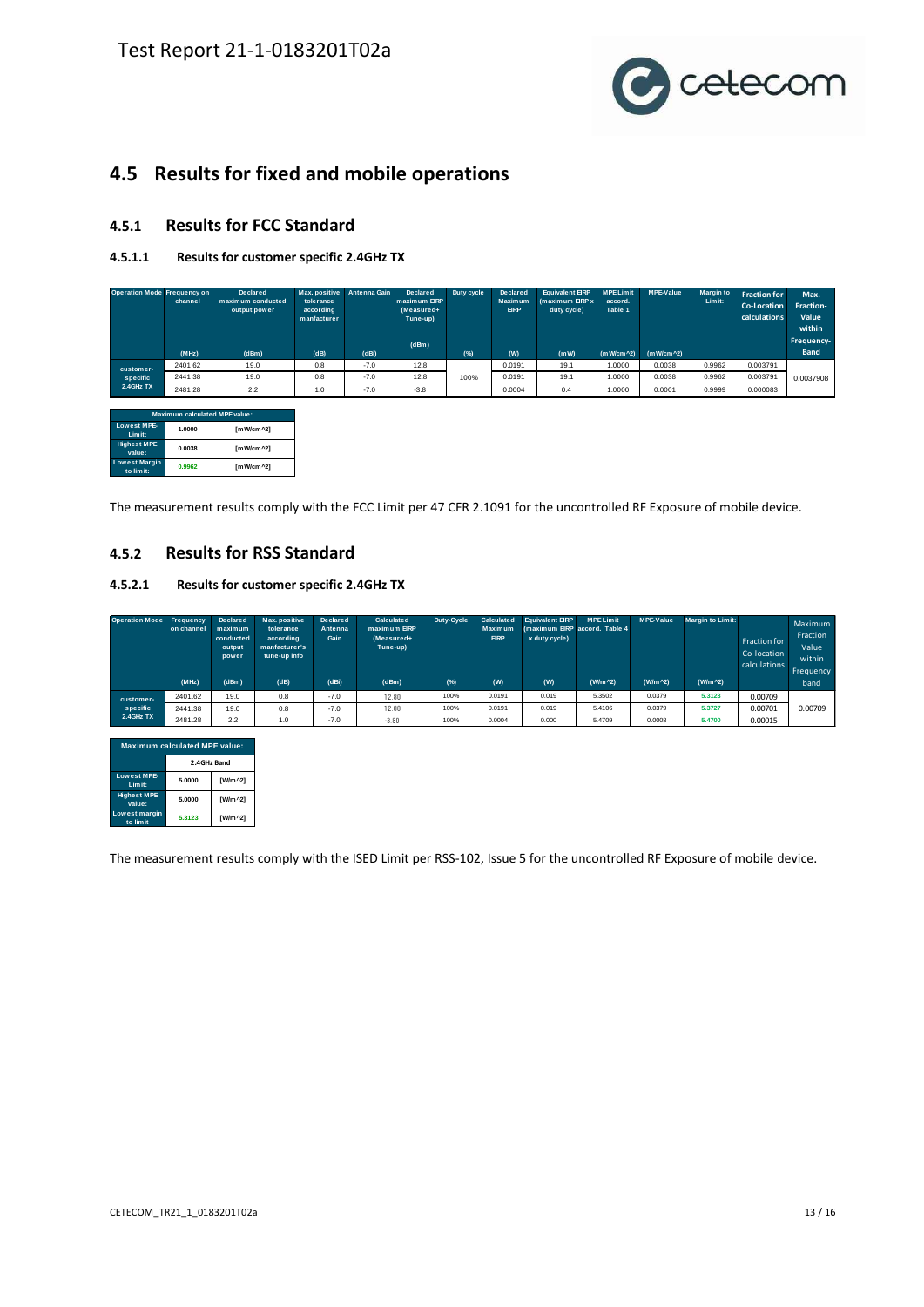## 4.5 Results for fixed and mobile operations

### 4.5.1 Results for FCC Standard

#### 4.5.1.1 Results for customer specific 2.4GHz TX

| Operation Mode | Frequency on channel (MHz) | Declared maximum conducted output power (dBm) | Max. positive tolerance according manfacturer (dB) | Antenna Gain (dBi) | Declared maximum EIRP (Measured+ Tune-up) (dBm) | Duty cycle (%) | Declared Maximum EIRP (W) | Equivalent EIRP (maximum EIRP x duty cycle) (mW) | MPE Limit accord. Table 1 (mW/cm^2) | MPE-Value (mW/cm^2) | Margin to Limit: | Fraction for Co-Location calculations | Max. Fraction-Value within Frequency-Band |
|---|---|---|---|---|---|---|---|---|---|---|---|---|---|
| customer-specific 2.4GHz TX | 2401.62 | 19.0 | 0.8 | -7.0 | 12.8 | 100% | 0.0191 | 19.1 | 1.0000 | 0.0038 | 0.9962 | 0.003791 | 0.0037908 |
| | 2441.38 | 19.0 | 0.8 | -7.0 | 12.8 | | 0.0191 | 19.1 | 1.0000 | 0.0038 | 0.9962 | 0.003791 | |
| | 2481.28 | 2.2 | 1.0 | -7.0 | -3.8 | | 0.0004 | 0.4 | 1.0000 | 0.0001 | 0.9999 | 0.000083 | |

| Maximum calculated MPE value: | | |
|---|---|---|
| Lowest MPE-Limit: | 1.0000 | [mW/cm^2] |
| Highest MPE value: | 0.0038 | [mW/cm^2] |
| Lowest Margin to limit: | 0.9962 | [mW/cm^2] |

The measurement results comply with the FCC Limit per 47 CFR 2.1091 for the uncontrolled RF Exposure of mobile device.

### 4.5.2 Results for RSS Standard

#### 4.5.2.1 Results for customer specific 2.4GHz TX

| Operation Mode | Frequency on channel (MHz) | Declared maximum conducted output power (dBm) | Max. positive tolerance according manfacturer's tune-up info (dB) | Declared Antenna Gain (dBi) | Calculated maximum EIRP (Measured+ Tune-up) (dBm) | Duty-Cycle (%) | Calculated Maximum EIRP (W) | Equivalent EIRP (maximum EIRP x duty cycle) (W) | MPE Limit accord. Table 4 (W/m^2) | MPE-Value (W/m^2) | Margin to Limit: (W/m^2) | Fraction for Co-location calculations | Maximum Fraction Value within Frequency band |
|---|---|---|---|---|---|---|---|---|---|---|---|---|---|
| customer-specific 2.4GHz TX | 2401.62 | 19.0 | 0.8 | -7.0 | 12.80 | 100% | 0.0191 | 0.019 | 5.3502 | 0.0379 | 5.3123 | 0.00709 | 0.00709 |
| | 2441.38 | 19.0 | 0.8 | -7.0 | 12.80 | 100% | 0.0191 | 0.019 | 5.4106 | 0.0379 | 5.3727 | 0.00701 | |
| | 2481.28 | 2.2 | 1.0 | -7.0 | -3.80 | 100% | 0.0004 | 0.000 | 5.4709 | 0.0008 | 5.4700 | 0.00015 | |

| Maximum calculated MPE value: | | |
|---|---|---|
| | 2.4GHz Band | |
| Lowest MPE-Limit: | 5.0000 | [W/m^2] |
| Highest MPE value: | 5.0000 | [W/m^2] |
| Lowest margin to limit | 5.3123 | [W/m^2] |

The measurement results comply with the ISED Limit per RSS-102, Issue 5 for the uncontrolled RF Exposure of mobile device.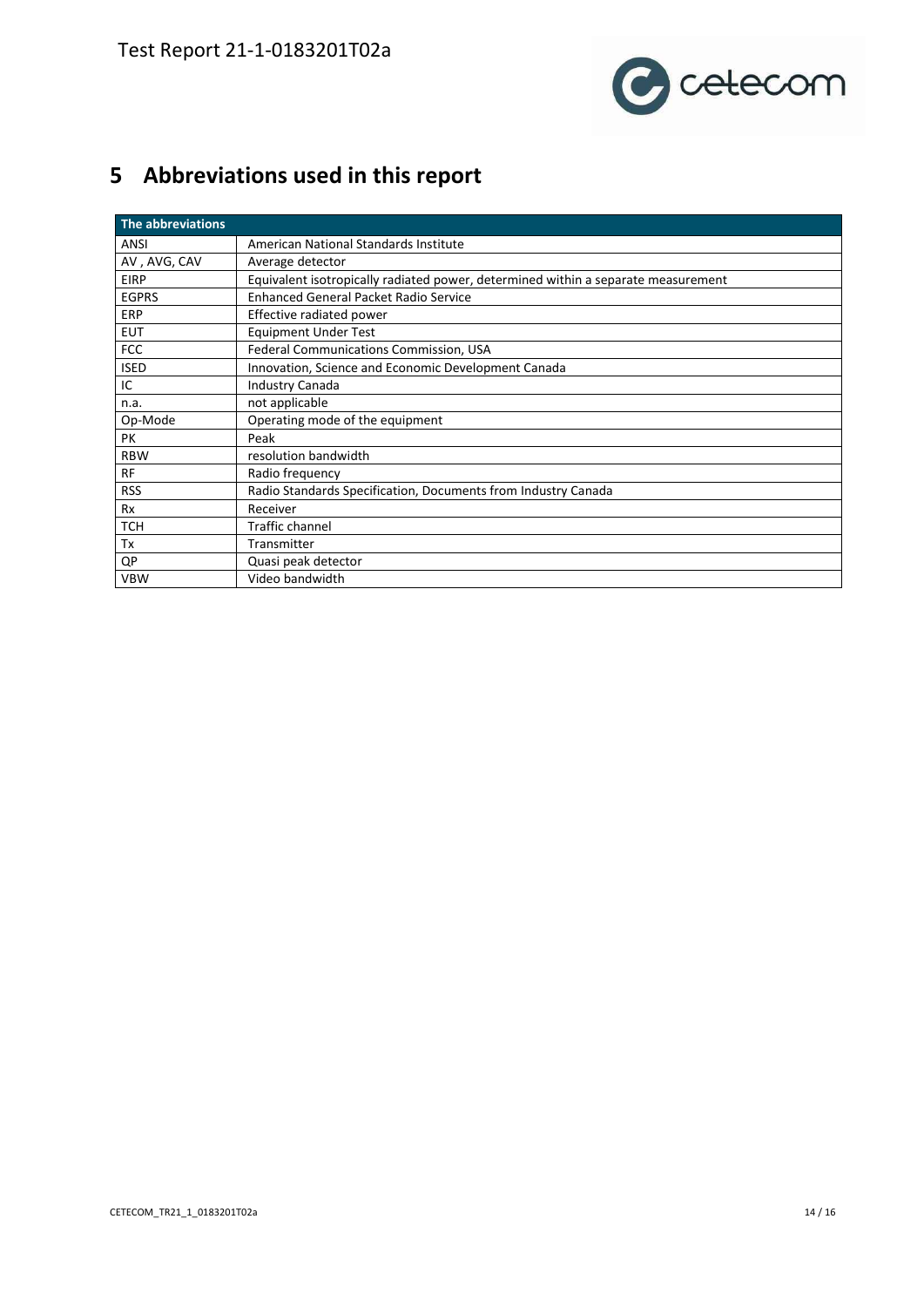# 5 Abbreviations used in this report

| The abbreviations | |
|---|---|
| ANSI | American National Standards Institute |
| AV , AVG, CAV | Average detector |
| EIRP | Equivalent isotropically radiated power, determined within a separate measurement |
| EGPRS | Enhanced General Packet Radio Service |
| ERP | Effective radiated power |
| EUT | Equipment Under Test |
| FCC | Federal Communications Commission, USA |
| ISED | Innovation, Science and Economic Development Canada |
| IC | Industry Canada |
| n.a. | not applicable |
| Op-Mode | Operating mode of the equipment |
| PK | Peak |
| RBW | resolution bandwidth |
| RF | Radio frequency |
| RSS | Radio Standards Specification, Documents from Industry Canada |
| Rx | Receiver |
| TCH | Traffic channel |
| Tx | Transmitter |
| QP | Quasi peak detector |
| VBW | Video bandwidth |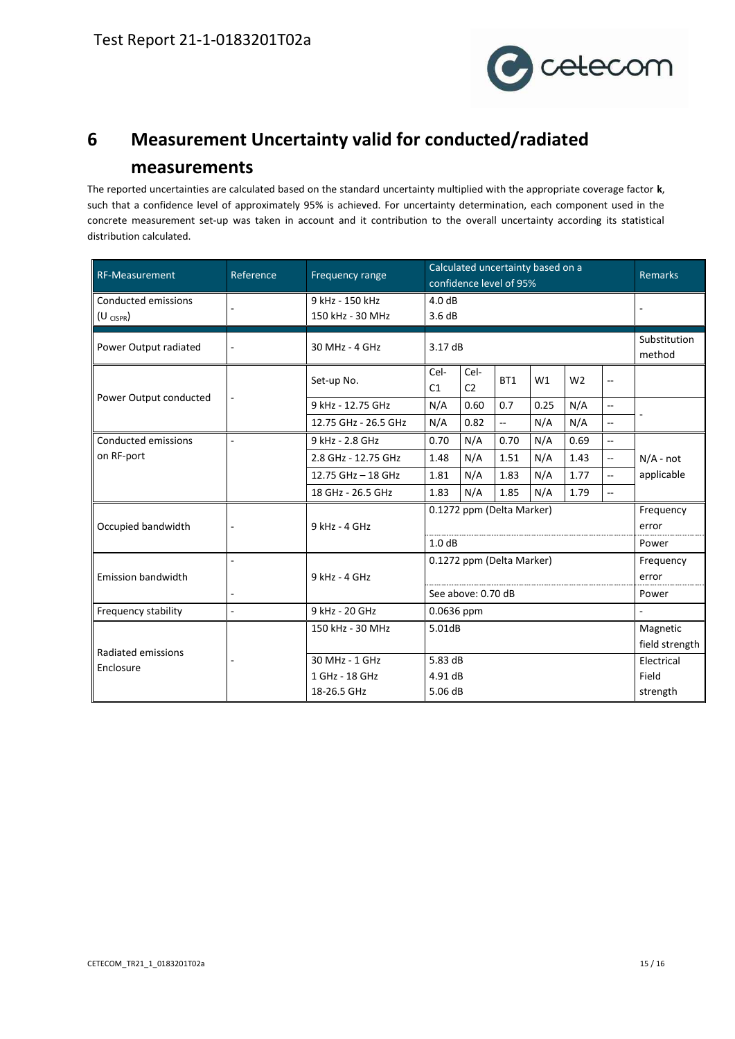# 6 Measurement Uncertainty valid for conducted/radiated measurements

The reported uncertainties are calculated based on the standard uncertainty multiplied with the appropriate coverage factor **k**, such that a confidence level of approximately 95% is achieved. For uncertainty determination, each component used in the concrete measurement set-up was taken in account and it contribution to the overall uncertainty according its statistical distribution calculated.

| RF-Measurement | Reference | Frequency range | Calculated uncertainty based on a confidence level of 95% | | | | | | Remarks |
|---|---|---|---|---|---|---|---|---|---|
| Conducted emissions ($U_{CISPR}$) | - | 9 kHz - 150 kHz<br>150 kHz - 30 MHz | 4.0 dB<br>3.6 dB | | | | | | - |
| Power Output radiated | - | 30 MHz - 4 GHz | 3.17 dB | | | | | | Substitution method |
| Power Output conducted | - | Set-up No. | Cel-C1 | Cel-C2 | BT1 | W1 | W2 | -- | |
| | | 9 kHz - 12.75 GHz | N/A | 0.60 | 0.7 | 0.25 | N/A | -- | - |
| | | 12.75 GHz - 26.5 GHz | N/A | 0.82 | -- | N/A | N/A | -- | |
| Conducted emissions on RF-port | - | 9 kHz - 2.8 GHz | 0.70 | N/A | 0.70 | N/A | 0.69 | -- | N/A - not applicable |
| | | 2.8 GHz - 12.75 GHz | 1.48 | N/A | 1.51 | N/A | 1.43 | -- | |
| | | 12.75 GHz – 18 GHz | 1.81 | N/A | 1.83 | N/A | 1.77 | -- | |
| | | 18 GHz - 26.5 GHz | 1.83 | N/A | 1.85 | N/A | 1.79 | -- | |
| Occupied bandwidth | - | 9 kHz - 4 GHz | 0.1272 ppm (Delta Marker) | | | | | | Frequency error |
| | | | 1.0 dB | | | | | | Power |
| Emission bandwidth | - | 9 kHz - 4 GHz | 0.1272 ppm (Delta Marker) | | | | | | Frequency error |
| | - | | See above: 0.70 dB | | | | | | Power |
| Frequency stability | - | 9 kHz - 20 GHz | 0.0636 ppm | | | | | | - |
| Radiated emissions Enclosure | - | 150 kHz - 30 MHz | 5.01dB | | | | | | Magnetic field strength |
| | | 30 MHz - 1 GHz<br>1 GHz - 18 GHz<br>18-26.5 GHz | 5.83 dB<br>4.91 dB<br>5.06 dB | | | | | | Electrical Field strength |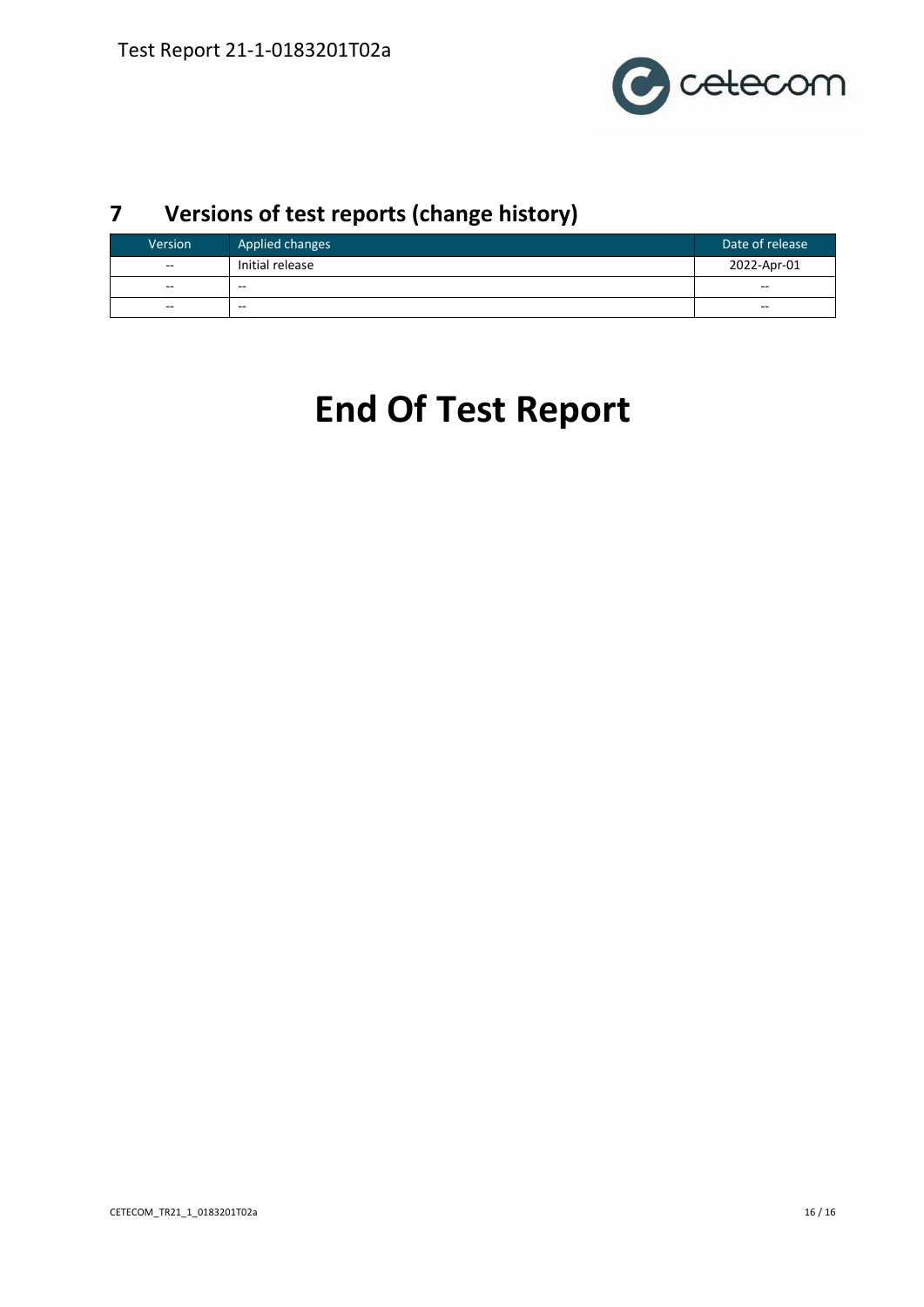# 7 Versions of test reports (change history)

| Version | Applied changes | Date of release |
| --- | --- | --- |
| -- | Initial release | 2022-Apr-01 |
| -- | -- | -- |
| -- | -- | -- |

# End Of Test Report